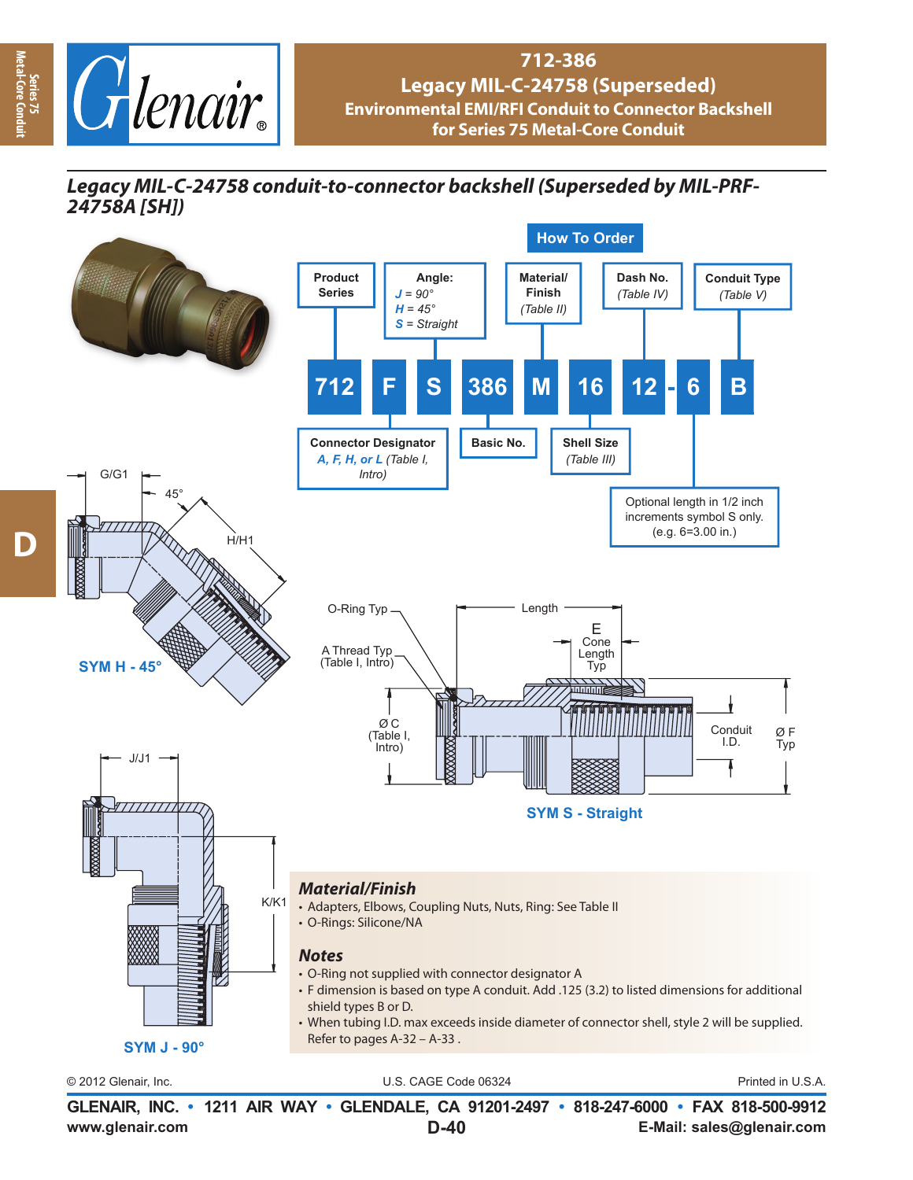# 712-386
## Legacy MIL-C-24758 (Superseded)
### Environmental EMI/RFI Conduit to Connector Backshell for Series 75 Metal-Core Conduit

*Legacy MIL-C-24758 conduit-to-connector backshell (Superseded by MIL-PRF-24758A [SH])*

**How To Order**

| 712 | F | S | 386 | M | 16 | 12 | - 6 | B |
|---|---|---|---|---|---|---|---|---|
| Product Series | Connector Designator: A, F, H, or L (Table I, Intro) | Angle: J = 90°, H = 45°, S = Straight | Basic No. | Material/Finish (Table II) | Shell Size (Table III) | Dash No. (Table IV) | Optional length in 1/2 inch increments symbol S only. (e.g. 6=3.00 in.) | Conduit Type (Table V) |

G/G1, 45°, H/H1

**SYM H - 45°**

O-Ring Typ, Length, E Cone Length Typ, A Thread Typ (Table I, Intro), Ø C (Table I, Intro), Conduit I.D., Ø F Typ

**SYM S - Straight**

J/J1, K/K1

**SYM J - 90°**

### Material/Finish
- Adapters, Elbows, Coupling Nuts, Nuts, Ring: See Table II
- O-Rings: Silicone/NA

### Notes
- O-Ring not supplied with connector designator A
- F dimension is based on type A conduit. Add .125 (3.2) to listed dimensions for additional shield types B or D.
- When tubing I.D. max exceeds inside diameter of connector shell, style 2 will be supplied. Refer to pages A-32 – A-33 .

© 2012 Glenair, Inc. U.S. CAGE Code 06324 Printed in U.S.A.

**GLENAIR, INC. • 1211 AIR WAY • GLENDALE, CA 91201-2497 • 818-247-6000 • FAX 818-500-9912**
www.glenair.com D-40 E-Mail: sales@glenair.com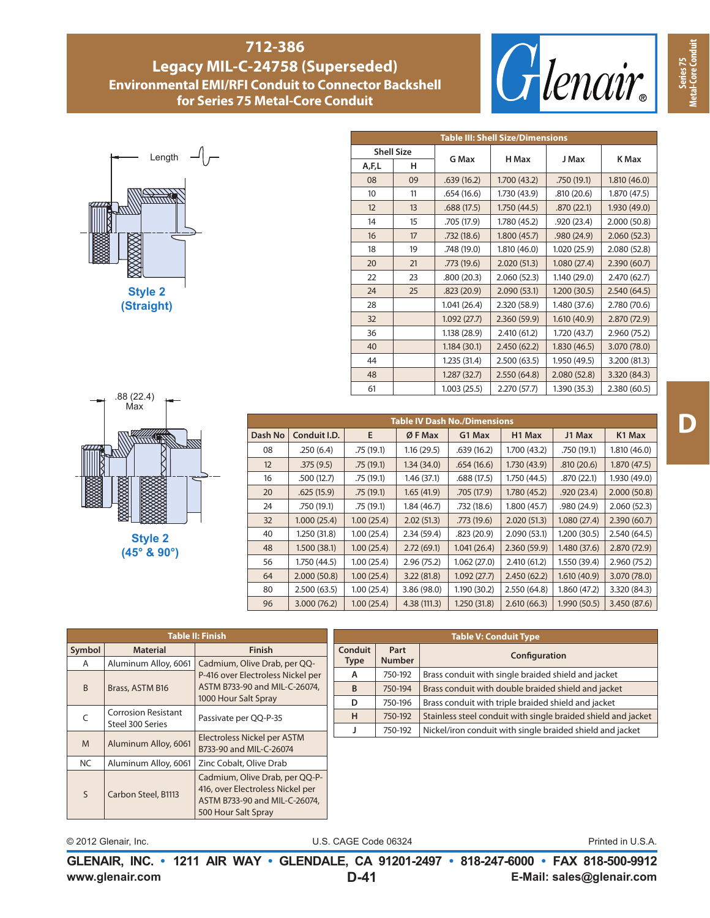# 712-386

## Legacy MIL-C-24758 (Superseded)

### Environmental EMI/RFI Conduit to Connector Backshell for Series 75 Metal-Core Conduit

Length

Style 2
(Straight)

.88 (22.4)
Max

Style 2
(45° & 90°)

**Table III: Shell Size/Dimensions**

| Shell Size A,F,L | Shell Size H | G Max | H Max | J Max | K Max |
|---|---|---|---|---|---|
| 08 | 09 | .639 (16.2) | 1.700 (43.2) | .750 (19.1) | 1.810 (46.0) |
| 10 | 11 | .654 (16.6) | 1.730 (43.9) | .810 (20.6) | 1.870 (47.5) |
| 12 | 13 | .688 (17.5) | 1.750 (44.5) | .870 (22.1) | 1.930 (49.0) |
| 14 | 15 | .705 (17.9) | 1.780 (45.2) | .920 (23.4) | 2.000 (50.8) |
| 16 | 17 | .732 (18.6) | 1.800 (45.7) | .980 (24.9) | 2.060 (52.3) |
| 18 | 19 | .748 (19.0) | 1.810 (46.0) | 1.020 (25.9) | 2.080 (52.8) |
| 20 | 21 | .773 (19.6) | 2.020 (51.3) | 1.080 (27.4) | 2.390 (60.7) |
| 22 | 23 | .800 (20.3) | 2.060 (52.3) | 1.140 (29.0) | 2.470 (62.7) |
| 24 | 25 | .823 (20.9) | 2.090 (53.1) | 1.200 (30.5) | 2.540 (64.5) |
| 28 | | 1.041 (26.4) | 2.320 (58.9) | 1.480 (37.6) | 2.780 (70.6) |
| 32 | | 1.092 (27.7) | 2.360 (59.9) | 1.610 (40.9) | 2.870 (72.9) |
| 36 | | 1.138 (28.9) | 2.410 (61.2) | 1.720 (43.7) | 2.960 (75.2) |
| 40 | | 1.184 (30.1) | 2.450 (62.2) | 1.830 (46.5) | 3.070 (78.0) |
| 44 | | 1.235 (31.4) | 2.500 (63.5) | 1.950 (49.5) | 3.200 (81.3) |
| 48 | | 1.287 (32.7) | 2.550 (64.8) | 2.080 (52.8) | 3.320 (84.3) |
| 61 | | 1.003 (25.5) | 2.270 (57.7) | 1.390 (35.3) | 2.380 (60.5) |

**Table IV Dash No./Dimensions**

| Dash No | Conduit I.D. | E | Ø F Max | G1 Max | H1 Max | J1 Max | K1 Max |
|---|---|---|---|---|---|---|---|
| 08 | .250 (6.4) | .75 (19.1) | 1.16 (29.5) | .639 (16.2) | 1.700 (43.2) | .750 (19.1) | 1.810 (46.0) |
| 12 | .375 (9.5) | .75 (19.1) | 1.34 (34.0) | .654 (16.6) | 1.730 (43.9) | .810 (20.6) | 1.870 (47.5) |
| 16 | .500 (12.7) | .75 (19.1) | 1.46 (37.1) | .688 (17.5) | 1.750 (44.5) | .870 (22.1) | 1.930 (49.0) |
| 20 | .625 (15.9) | .75 (19.1) | 1.65 (41.9) | .705 (17.9) | 1.780 (45.2) | .920 (23.4) | 2.000 (50.8) |
| 24 | .750 (19.1) | .75 (19.1) | 1.84 (46.7) | .732 (18.6) | 1.800 (45.7) | .980 (24.9) | 2.060 (52.3) |
| 32 | 1.000 (25.4) | 1.00 (25.4) | 2.02 (51.3) | .773 (19.6) | 2.020 (51.3) | 1.080 (27.4) | 2.390 (60.7) |
| 40 | 1.250 (31.8) | 1.00 (25.4) | 2.34 (59.4) | .823 (20.9) | 2.090 (53.1) | 1.200 (30.5) | 2.540 (64.5) |
| 48 | 1.500 (38.1) | 1.00 (25.4) | 2.72 (69.1) | 1.041 (26.4) | 2.360 (59.9) | 1.480 (37.6) | 2.870 (72.9) |
| 56 | 1.750 (44.5) | 1.00 (25.4) | 2.96 (75.2) | 1.062 (27.0) | 2.410 (61.2) | 1.550 (39.4) | 2.960 (75.2) |
| 64 | 2.000 (50.8) | 1.00 (25.4) | 3.22 (81.8) | 1.092 (27.7) | 2.450 (62.2) | 1.610 (40.9) | 3.070 (78.0) |
| 80 | 2.500 (63.5) | 1.00 (25.4) | 3.86 (98.0) | 1.190 (30.2) | 2.550 (64.8) | 1.860 (47.2) | 3.320 (84.3) |
| 96 | 3.000 (76.2) | 1.00 (25.4) | 4.38 (111.3) | 1.250 (31.8) | 2.610 (66.3) | 1.990 (50.5) | 3.450 (87.6) |

**Table II: Finish**

| Symbol | Material | Finish |
|---|---|---|
| A | Aluminum Alloy, 6061 | Cadmium, Olive Drab, per QQ-P-416 over Electroless Nickel per ASTM B733-90 and MIL-C-26074, 1000 Hour Salt Spray |
| B | Brass, ASTM B16 | Cadmium, Olive Drab, per QQ-P-416 over Electroless Nickel per ASTM B733-90 and MIL-C-26074, 1000 Hour Salt Spray |
| C | Corrosion Resistant Steel 300 Series | Passivate per QQ-P-35 |
| M | Aluminum Alloy, 6061 | Electroless Nickel per ASTM B733-90 and MIL-C-26074 |
| NC | Aluminum Alloy, 6061 | Zinc Cobalt, Olive Drab |
| S | Carbon Steel, B1113 | Cadmium, Olive Drab, per QQ-P-416, over Electroless Nickel per ASTM B733-90 and MIL-C-26074, 500 Hour Salt Spray |

**Table V: Conduit Type**

| Conduit Type | Part Number | Configuration |
|---|---|---|
| A | 750-192 | Brass conduit with single braided shield and jacket |
| B | 750-194 | Brass conduit with double braided shield and jacket |
| D | 750-196 | Brass conduit with triple braided shield and jacket |
| H | 750-192 | Stainless steel conduit with single braided shield and jacket |
| J | 750-192 | Nickel/iron conduit with single braided shield and jacket |

© 2012 Glenair, Inc. U.S. CAGE Code 06324 Printed in U.S.A.

**GLENAIR, INC. • 1211 AIR WAY • GLENDALE, CA 91201-2497 • 818-247-6000 • FAX 818-500-9912**
**www.glenair.com** **E-Mail: sales@glenair.com**